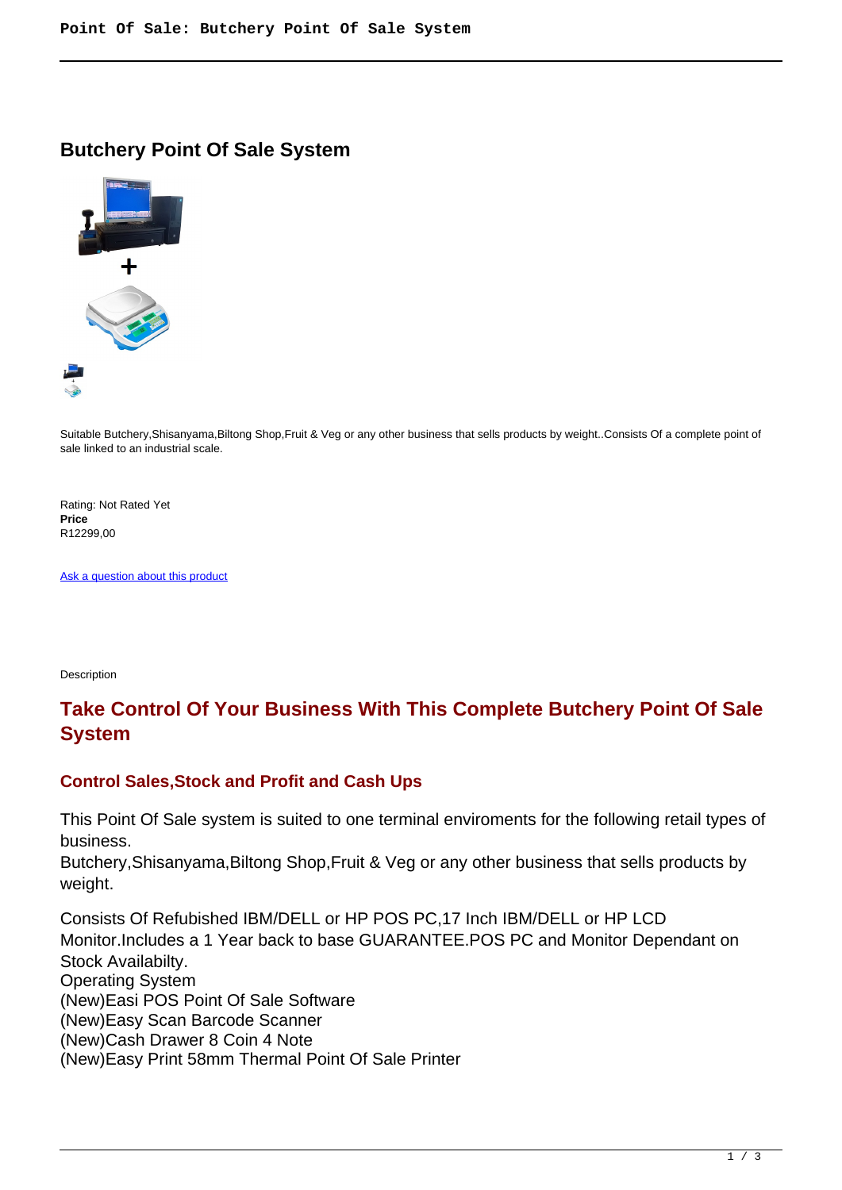# Butchery Point Of Sale System

Suitable Butchery,Shisanyama,Biltong Shop,Fruit & Veg or any other business that sells products by weight..Consists Of a complete point of sale linked to an industrial scale.

Rating: Not Rated Yet
**Price**
R12299,00

Ask a question about this product

Description

## Take Control Of Your Business With This Complete Butchery Point Of Sale System

### Control Sales,Stock and Profit and Cash Ups

This Point Of Sale system is suited to one terminal enviroments for the following retail types of business.
Butchery,Shisanyama,Biltong Shop,Fruit & Veg or any other business that sells products by weight.

Consists Of Refubished IBM/DELL or HP POS PC,17 Inch IBM/DELL or HP LCD Monitor.Includes a 1 Year back to base GUARANTEE.POS PC and Monitor Dependant on Stock Availabilty.
Operating System
(New)Easi POS Point Of Sale Software
(New)Easy Scan Barcode Scanner
(New)Cash Drawer 8 Coin 4 Note
(New)Easy Print 58mm Thermal Point Of Sale Printer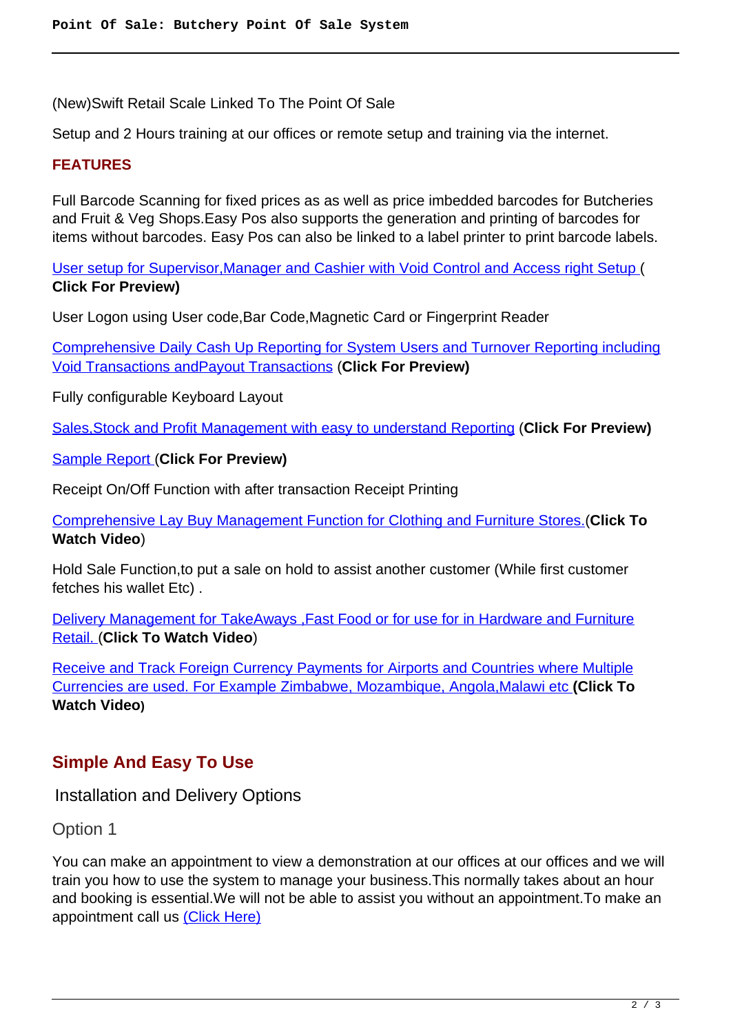(New)Swift Retail Scale Linked To The Point Of Sale

Setup and 2 Hours training at our offices or remote setup and training via the internet.

**FEATURES**

Full Barcode Scanning for fixed prices as as well as price imbedded barcodes for Butcheries and Fruit & Veg Shops.Easy Pos also supports the generation and printing of barcodes for items without barcodes. Easy Pos can also be linked to a label printer to print barcode labels.

User setup for Supervisor,Manager and Cashier with Void Control and Access right Setup ( **Click For Preview)**

User Logon using User code,Bar Code,Magnetic Card or Fingerprint Reader

Comprehensive Daily Cash Up Reporting for System Users and Turnover Reporting including Void Transactions andPayout Transactions (**Click For Preview)**

Fully configurable Keyboard Layout

Sales,Stock and Profit Management with easy to understand Reporting (**Click For Preview)**

Sample Report (**Click For Preview)**

Receipt On/Off Function with after transaction Receipt Printing

Comprehensive Lay Buy Management Function for Clothing and Furniture Stores.(**Click To Watch Video**)

Hold Sale Function,to put a sale on hold to assist another customer (While first customer fetches his wallet Etc) .

Delivery Management for TakeAways ,Fast Food or for use for in Hardware and Furniture Retail. (**Click To Watch Video**)

Receive and Track Foreign Currency Payments for Airports and Countries where Multiple Currencies are used. For Example Zimbabwe, Mozambique, Angola,Malawi etc **(Click To Watch Video)**

## Simple And Easy To Use

### Installation and Delivery Options

Option 1

You can make an appointment to view a demonstration at our offices at our offices and we will train you how to use the system to manage your business.This normally takes about an hour and booking is essential.We will not be able to assist you without an appointment.To make an appointment call us (Click Here)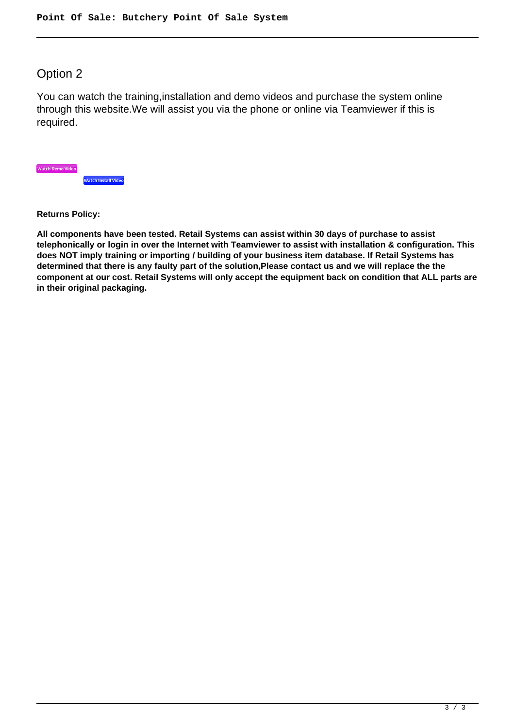## Option 2

You can watch the training,installation and demo videos and purchase the system online through this website.We will assist you via the phone or online via Teamviewer if this is required.

Watch Demo Video

Watch Install Video

**Returns Policy:**

**All components have been tested. Retail Systems can assist within 30 days of purchase to assist telephonically or login in over the Internet with Teamviewer to assist with installation & configuration. This does NOT imply training or importing / building of your business item database. If Retail Systems has determined that there is any faulty part of the solution,Please contact us and we will replace the the component at our cost. Retail Systems will only accept the equipment back on condition that ALL parts are in their original packaging.**